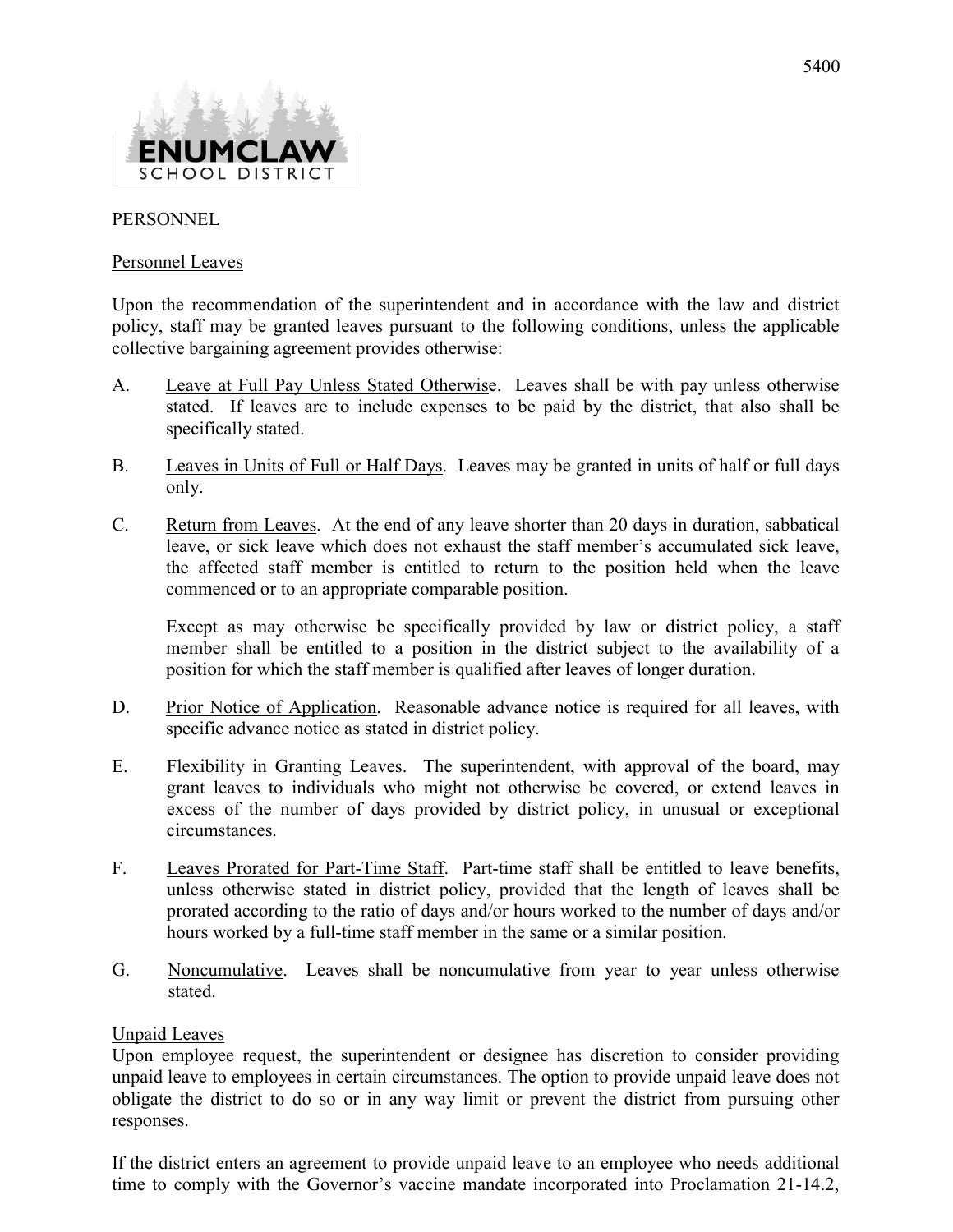# ENUMCLAW SCHOOL DISTRICT

## PERSONNEL

### Personnel Leaves

Upon the recommendation of the superintendent and in accordance with the law and district policy, staff may be granted leaves pursuant to the following conditions, unless the applicable collective bargaining agreement provides otherwise:

A. Leave at Full Pay Unless Stated Otherwise. Leaves shall be with pay unless otherwise stated. If leaves are to include expenses to be paid by the district, that also shall be specifically stated.

B. Leaves in Units of Full or Half Days. Leaves may be granted in units of half or full days only.

C. Return from Leaves. At the end of any leave shorter than 20 days in duration, sabbatical leave, or sick leave which does not exhaust the staff member's accumulated sick leave, the affected staff member is entitled to return to the position held when the leave commenced or to an appropriate comparable position.

   Except as may otherwise be specifically provided by law or district policy, a staff member shall be entitled to a position in the district subject to the availability of a position for which the staff member is qualified after leaves of longer duration.

D. Prior Notice of Application. Reasonable advance notice is required for all leaves, with specific advance notice as stated in district policy.

E. Flexibility in Granting Leaves. The superintendent, with approval of the board, may grant leaves to individuals who might not otherwise be covered, or extend leaves in excess of the number of days provided by district policy, in unusual or exceptional circumstances.

F. Leaves Prorated for Part-Time Staff. Part-time staff shall be entitled to leave benefits, unless otherwise stated in district policy, provided that the length of leaves shall be prorated according to the ratio of days and/or hours worked to the number of days and/or hours worked by a full-time staff member in the same or a similar position.

G. Noncumulative. Leaves shall be noncumulative from year to year unless otherwise stated.

### Unpaid Leaves

Upon employee request, the superintendent or designee has discretion to consider providing unpaid leave to employees in certain circumstances. The option to provide unpaid leave does not obligate the district to do so or in any way limit or prevent the district from pursuing other responses.

If the district enters an agreement to provide unpaid leave to an employee who needs additional time to comply with the Governor's vaccine mandate incorporated into Proclamation 21-14.2,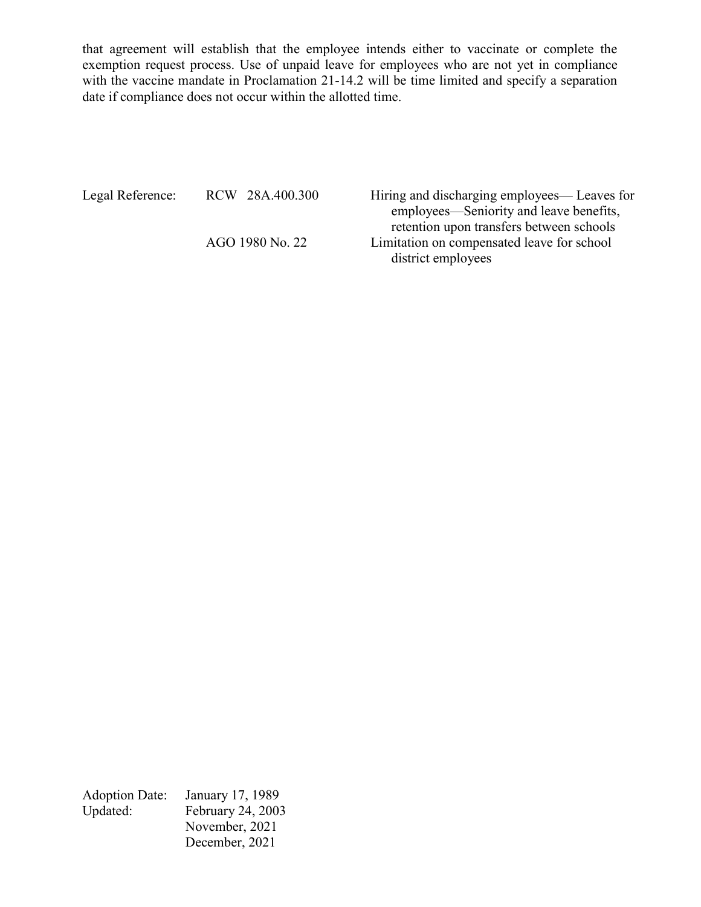that agreement will establish that the employee intends either to vaccinate or complete the exemption request process. Use of unpaid leave for employees who are not yet in compliance with the vaccine mandate in Proclamation 21-14.2 will be time limited and specify a separation date if compliance does not occur within the allotted time.

| | | |
|---|---|---|
| Legal Reference: | RCW 28A.400.300 | Hiring and discharging employees— Leaves for employees—Seniority and leave benefits, retention upon transfers between schools |
| | AGO 1980 No. 22 | Limitation on compensated leave for school district employees |

| | |
|---|---|
| Adoption Date: | January 17, 1989 |
| Updated: | February 24, 2003 |
| | November, 2021 |
| | December, 2021 |